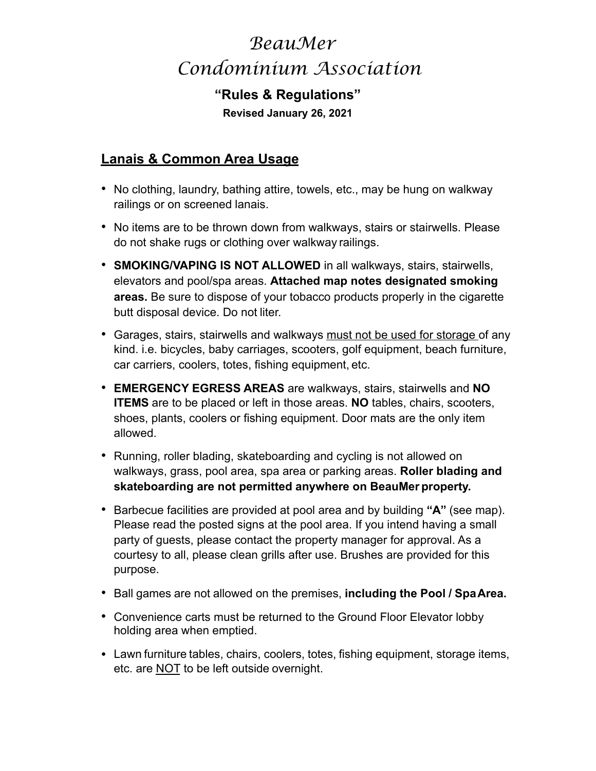# *BeauMer Condominium Association*

## "Rules & Regulations"

**Revised January 26, 2021**

## Lanais & Common Area Usage

- No clothing, laundry, bathing attire, towels, etc., may be hung on walkway railings or on screened lanais.
- No items are to be thrown down from walkways, stairs or stairwells. Please do not shake rugs or clothing over walkway railings.
- **SMOKING/VAPING IS NOT ALLOWED** in all walkways, stairs, stairwells, elevators and pool/spa areas. **Attached map notes designated smoking areas.** Be sure to dispose of your tobacco products properly in the cigarette butt disposal device. Do not liter.
- Garages, stairs, stairwells and walkways <u>must not be used for storage</u> of any kind. i.e. bicycles, baby carriages, scooters, golf equipment, beach furniture, car carriers, coolers, totes, fishing equipment, etc.
- **EMERGENCY EGRESS AREAS** are walkways, stairs, stairwells and **NO ITEMS** are to be placed or left in those areas. **NO** tables, chairs, scooters, shoes, plants, coolers or fishing equipment. Door mats are the only item allowed.
- Running, roller blading, skateboarding and cycling is not allowed on walkways, grass, pool area, spa area or parking areas. **Roller blading and skateboarding are not permitted anywhere on BeauMer property.**
- Barbecue facilities are provided at pool area and by building **"A"** (see map). Please read the posted signs at the pool area. If you intend having a small party of guests, please contact the property manager for approval. As a courtesy to all, please clean grills after use. Brushes are provided for this purpose.
- Ball games are not allowed on the premises, **including the Pool / Spa Area.**
- Convenience carts must be returned to the Ground Floor Elevator lobby holding area when emptied.
- Lawn furniture tables, chairs, coolers, totes, fishing equipment, storage items, etc. are <u>NOT</u> to be left outside overnight.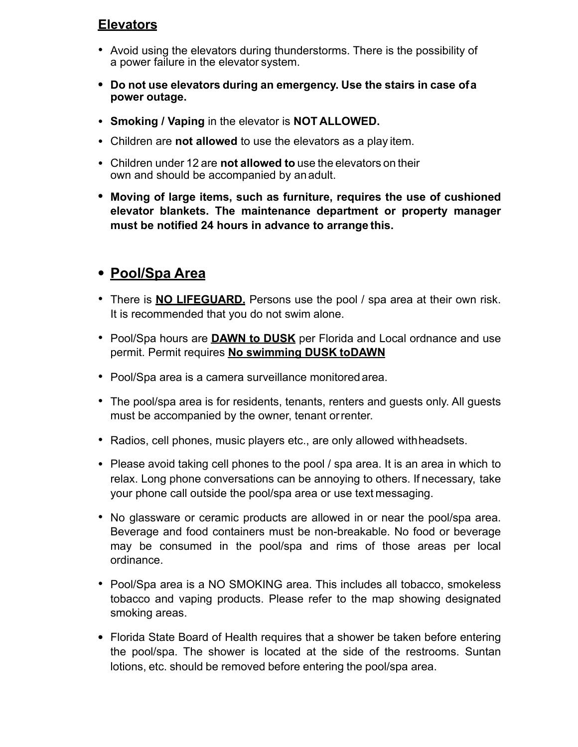## Elevators

- Avoid using the elevators during thunderstorms. There is the possibility of a power failure in the elevator system.
- **Do not use elevators during an emergency. Use the stairs in case of a power outage.**
- **Smoking / Vaping** in the elevator is **NOT ALLOWED.**
- Children are **not allowed** to use the elevators as a play item.
- Children under 12 are **not allowed to** use the elevators on their own and should be accompanied by an adult.
- **Moving of large items, such as furniture, requires the use of cushioned elevator blankets. The maintenance department or property manager must be notified 24 hours in advance to arrange this.**

## Pool/Spa Area

- There is **NO LIFEGUARD.** Persons use the pool / spa area at their own risk. It is recommended that you do not swim alone.
- Pool/Spa hours are **DAWN to DUSK** per Florida and Local ordnance and use permit. Permit requires **No swimming DUSK to DAWN**
- Pool/Spa area is a camera surveillance monitored area.
- The pool/spa area is for residents, tenants, renters and guests only. All guests must be accompanied by the owner, tenant or renter.
- Radios, cell phones, music players etc., are only allowed with headsets.
- Please avoid taking cell phones to the pool / spa area. It is an area in which to relax. Long phone conversations can be annoying to others. If necessary, take your phone call outside the pool/spa area or use text messaging.
- No glassware or ceramic products are allowed in or near the pool/spa area. Beverage and food containers must be non-breakable. No food or beverage may be consumed in the pool/spa and rims of those areas per local ordinance.
- Pool/Spa area is a NO SMOKING area. This includes all tobacco, smokeless tobacco and vaping products. Please refer to the map showing designated smoking areas.
- Florida State Board of Health requires that a shower be taken before entering the pool/spa. The shower is located at the side of the restrooms. Suntan lotions, etc. should be removed before entering the pool/spa area.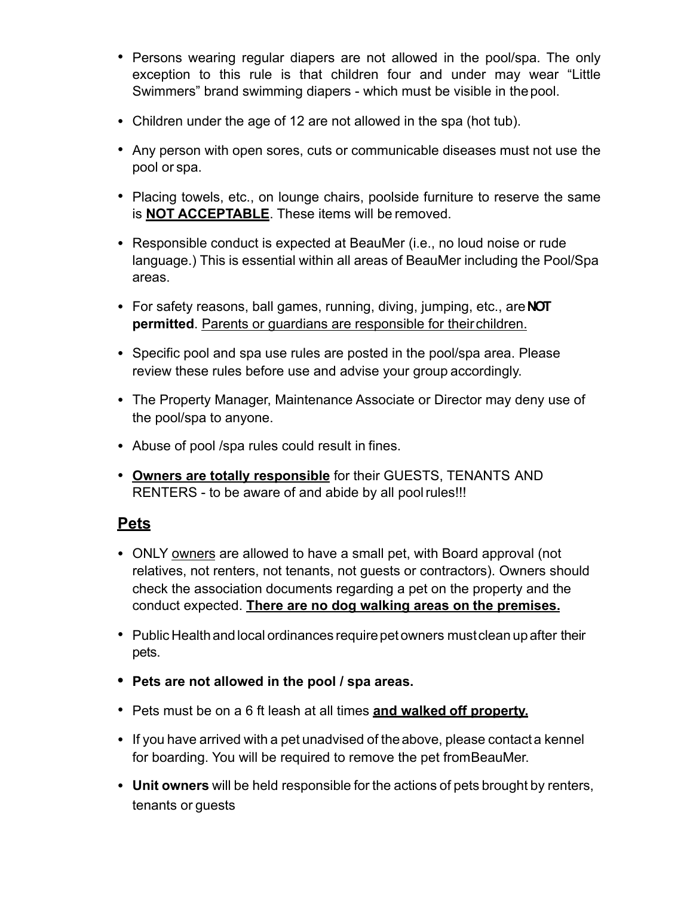- Persons wearing regular diapers are not allowed in the pool/spa. The only exception to this rule is that children four and under may wear "Little Swimmers" brand swimming diapers - which must be visible in the pool.
- Children under the age of 12 are not allowed in the spa (hot tub).
- Any person with open sores, cuts or communicable diseases must not use the pool or spa.
- Placing towels, etc., on lounge chairs, poolside furniture to reserve the same is <u>**NOT ACCEPTABLE**</u>. These items will be removed.
- Responsible conduct is expected at BeauMer (i.e., no loud noise or rude language.) This is essential within all areas of BeauMer including the Pool/Spa areas.
- For safety reasons, ball games, running, diving, jumping, etc., are **NOT permitted**. <u>Parents or guardians are responsible for their children.</u>
- Specific pool and spa use rules are posted in the pool/spa area. Please review these rules before use and advise your group accordingly.
- The Property Manager, Maintenance Associate or Director may deny use of the pool/spa to anyone.
- Abuse of pool /spa rules could result in fines.
- <u>**Owners are totally responsible**</u> for their GUESTS, TENANTS AND RENTERS - to be aware of and abide by all pool rules!!!

## <u>Pets</u>

- ONLY <u>owners</u> are allowed to have a small pet, with Board approval (not relatives, not renters, not tenants, not guests or contractors). Owners should check the association documents regarding a pet on the property and the conduct expected. <u>**There are no dog walking areas on the premises.**</u>
- Public Health and local ordinances require pet owners must clean up after their pets.
- **Pets are not allowed in the pool / spa areas.**
- Pets must be on a 6 ft leash at all times <u>**and walked off property.**</u>
- If you have arrived with a pet unadvised of the above, please contact a kennel for boarding. You will be required to remove the pet from BeauMer.
- **Unit owners** will be held responsible for the actions of pets brought by renters, tenants or guests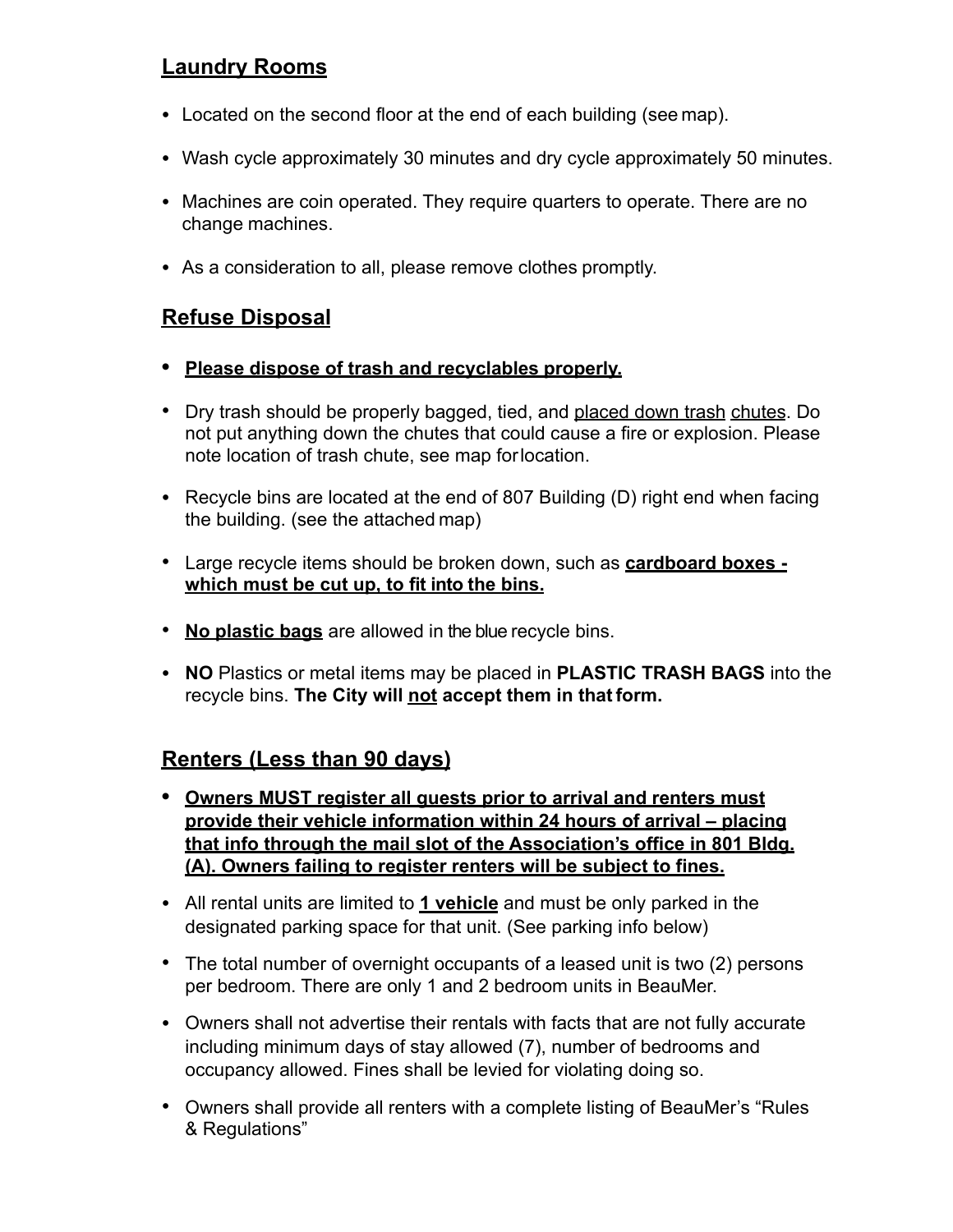## Laundry Rooms

- Located on the second floor at the end of each building (see map).
- Wash cycle approximately 30 minutes and dry cycle approximately 50 minutes.
- Machines are coin operated. They require quarters to operate. There are no change machines.
- As a consideration to all, please remove clothes promptly.

## Refuse Disposal

- **Please dispose of trash and recyclables properly.**
- Dry trash should be properly bagged, tied, and placed down trash chutes. Do not put anything down the chutes that could cause a fire or explosion. Please note location of trash chute, see map for location.
- Recycle bins are located at the end of 807 Building (D) right end when facing the building. (see the attached map)
- Large recycle items should be broken down, such as **cardboard boxes - which must be cut up, to fit into the bins.**
- **No plastic bags** are allowed in the blue recycle bins.
- **NO** Plastics or metal items may be placed in **PLASTIC TRASH BAGS** into the recycle bins. **The City will not accept them in that form.**

## Renters (Less than 90 days)

- **Owners MUST register all guests prior to arrival and renters must provide their vehicle information within 24 hours of arrival – placing that info through the mail slot of the Association's office in 801 Bldg. (A). Owners failing to register renters will be subject to fines.**
- All rental units are limited to **1 vehicle** and must be only parked in the designated parking space for that unit. (See parking info below)
- The total number of overnight occupants of a leased unit is two (2) persons per bedroom. There are only 1 and 2 bedroom units in BeauMer.
- Owners shall not advertise their rentals with facts that are not fully accurate including minimum days of stay allowed (7), number of bedrooms and occupancy allowed. Fines shall be levied for violating doing so.
- Owners shall provide all renters with a complete listing of BeauMer's "Rules & Regulations"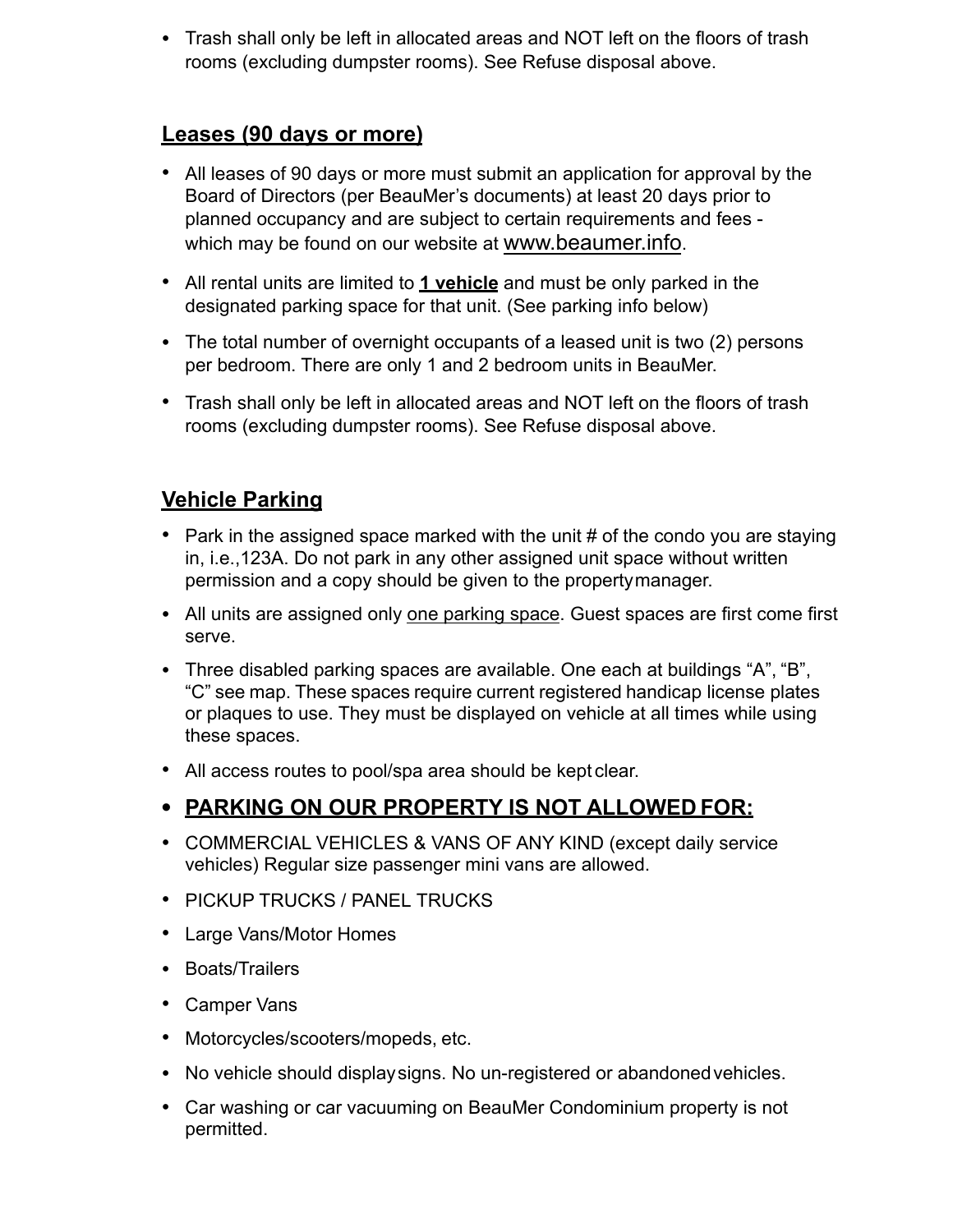- Trash shall only be left in allocated areas and NOT left on the floors of trash rooms (excluding dumpster rooms). See Refuse disposal above.

## Leases (90 days or more)

- All leases of 90 days or more must submit an application for approval by the Board of Directors (per BeauMer's documents) at least 20 days prior to planned occupancy and are subject to certain requirements and fees - which may be found on our website at www.beaumer.info.
- All rental units are limited to **1 vehicle** and must be only parked in the designated parking space for that unit. (See parking info below)
- The total number of overnight occupants of a leased unit is two (2) persons per bedroom. There are only 1 and 2 bedroom units in BeauMer.
- Trash shall only be left in allocated areas and NOT left on the floors of trash rooms (excluding dumpster rooms). See Refuse disposal above.

## Vehicle Parking

- Park in the assigned space marked with the unit # of the condo you are staying in, i.e.,123A. Do not park in any other assigned unit space without written permission and a copy should be given to the property manager.
- All units are assigned only one parking space. Guest spaces are first come first serve.
- Three disabled parking spaces are available. One each at buildings "A", "B", "C" see map. These spaces require current registered handicap license plates or plaques to use. They must be displayed on vehicle at all times while using these spaces.
- All access routes to pool/spa area should be kept clear.
- **PARKING ON OUR PROPERTY IS NOT ALLOWED FOR:**
- COMMERCIAL VEHICLES & VANS OF ANY KIND (except daily service vehicles) Regular size passenger mini vans are allowed.
- PICKUP TRUCKS / PANEL TRUCKS
- Large Vans/Motor Homes
- Boats/Trailers
- Camper Vans
- Motorcycles/scooters/mopeds, etc.
- No vehicle should display signs. No un-registered or abandoned vehicles.
- Car washing or car vacuuming on BeauMer Condominium property is not permitted.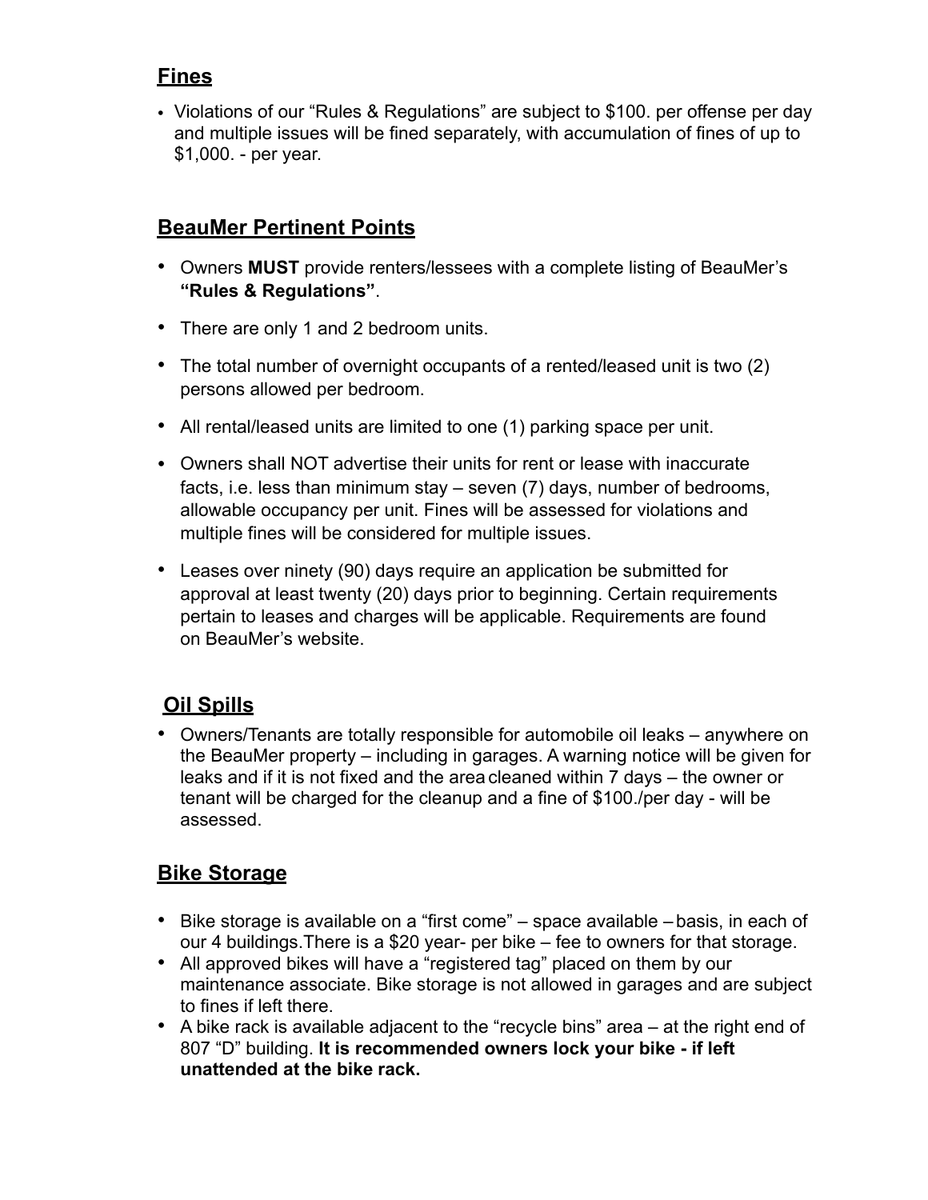## Fines

- Violations of our “Rules & Regulations” are subject to $100. per offense per day and multiple issues will be fined separately, with accumulation of fines of up to $1,000. - per year.

## BeauMer Pertinent Points

- Owners **MUST** provide renters/lessees with a complete listing of BeauMer’s **“Rules & Regulations”**.
- There are only 1 and 2 bedroom units.
- The total number of overnight occupants of a rented/leased unit is two (2) persons allowed per bedroom.
- All rental/leased units are limited to one (1) parking space per unit.
- Owners shall NOT advertise their units for rent or lease with inaccurate facts, i.e. less than minimum stay – seven (7) days, number of bedrooms, allowable occupancy per unit. Fines will be assessed for violations and multiple fines will be considered for multiple issues.
- Leases over ninety (90) days require an application be submitted for approval at least twenty (20) days prior to beginning. Certain requirements pertain to leases and charges will be applicable. Requirements are found on BeauMer’s website.

## Oil Spills

- Owners/Tenants are totally responsible for automobile oil leaks – anywhere on the BeauMer property – including in garages. A warning notice will be given for leaks and if it is not fixed and the area cleaned within 7 days – the owner or tenant will be charged for the cleanup and a fine of $100./per day - will be assessed.

## Bike Storage

- Bike storage is available on a “first come” – space available – basis, in each of our 4 buildings.There is a $20 year- per bike – fee to owners for that storage.
- All approved bikes will have a “registered tag” placed on them by our maintenance associate. Bike storage is not allowed in garages and are subject to fines if left there.
- A bike rack is available adjacent to the “recycle bins” area – at the right end of 807 “D” building. **It is recommended owners lock your bike - if left unattended at the bike rack.**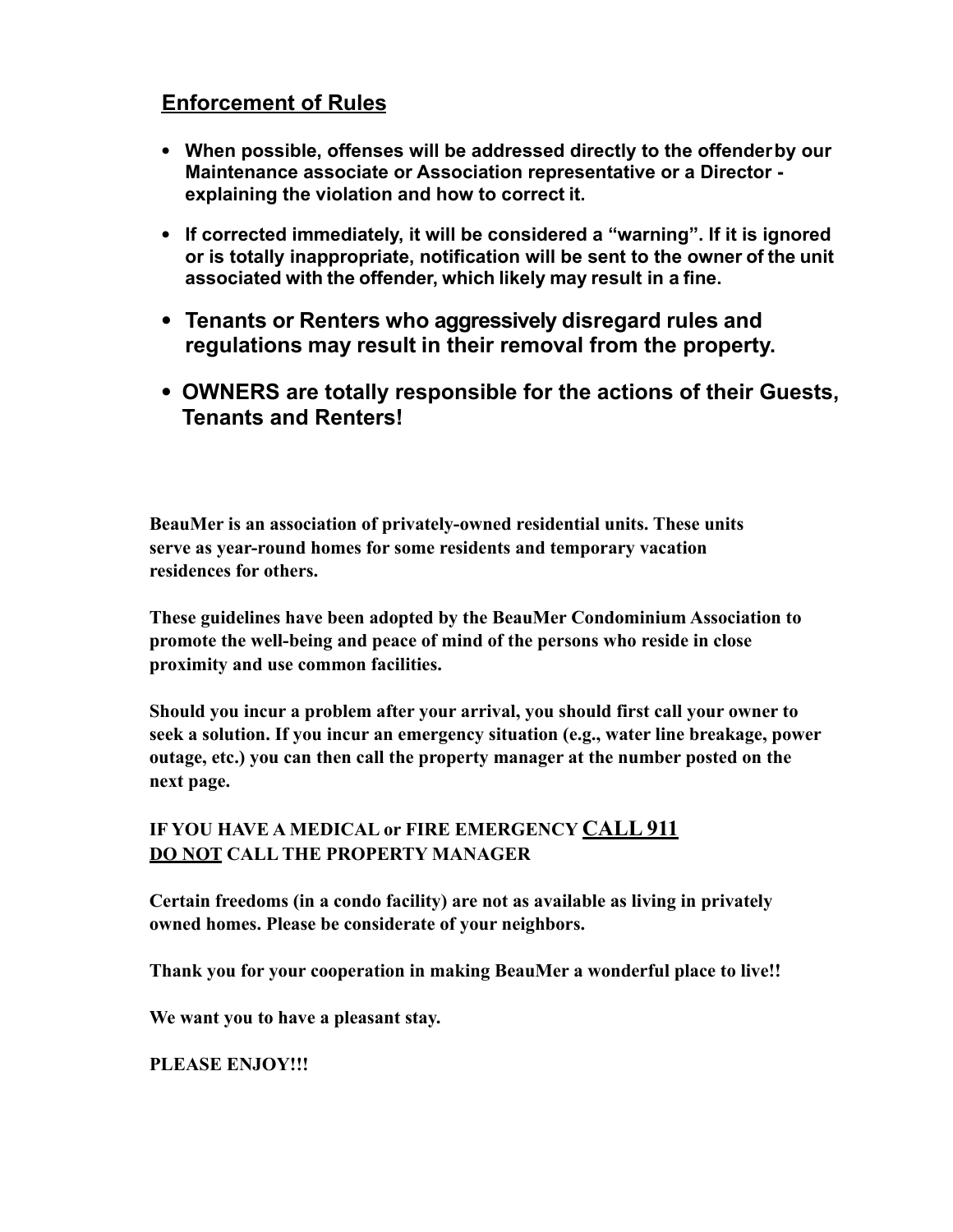## <u>Enforcement of Rules</u>

- **When possible, offenses will be addressed directly to the offender by our Maintenance associate or Association representative or a Director - explaining the violation and how to correct it.**
- **If corrected immediately, it will be considered a "warning". If it is ignored or is totally inappropriate, notification will be sent to the owner of the unit associated with the offender, which likely may result in a fine.**
- **Tenants or Renters who aggressively disregard rules and regulations may result in their removal from the property.**
- **OWNERS are totally responsible for the actions of their Guests, Tenants and Renters!**

**BeauMer is an association of privately-owned residential units. These units serve as year-round homes for some residents and temporary vacation residences for others.**

**These guidelines have been adopted by the BeauMer Condominium Association to promote the well-being and peace of mind of the persons who reside in close proximity and use common facilities.**

**Should you incur a problem after your arrival, you should first call your owner to seek a solution. If you incur an emergency situation (e.g., water line breakage, power outage, etc.) you can then call the property manager at the number posted on the next page.**

**IF YOU HAVE A MEDICAL or FIRE EMERGENCY <u>CALL 911</u>**
**<u>DO NOT</u> CALL THE PROPERTY MANAGER**

**Certain freedoms (in a condo facility) are not as available as living in privately owned homes. Please be considerate of your neighbors.**

**Thank you for your cooperation in making BeauMer a wonderful place to live!!**

**We want you to have a pleasant stay.**

**PLEASE ENJOY!!!**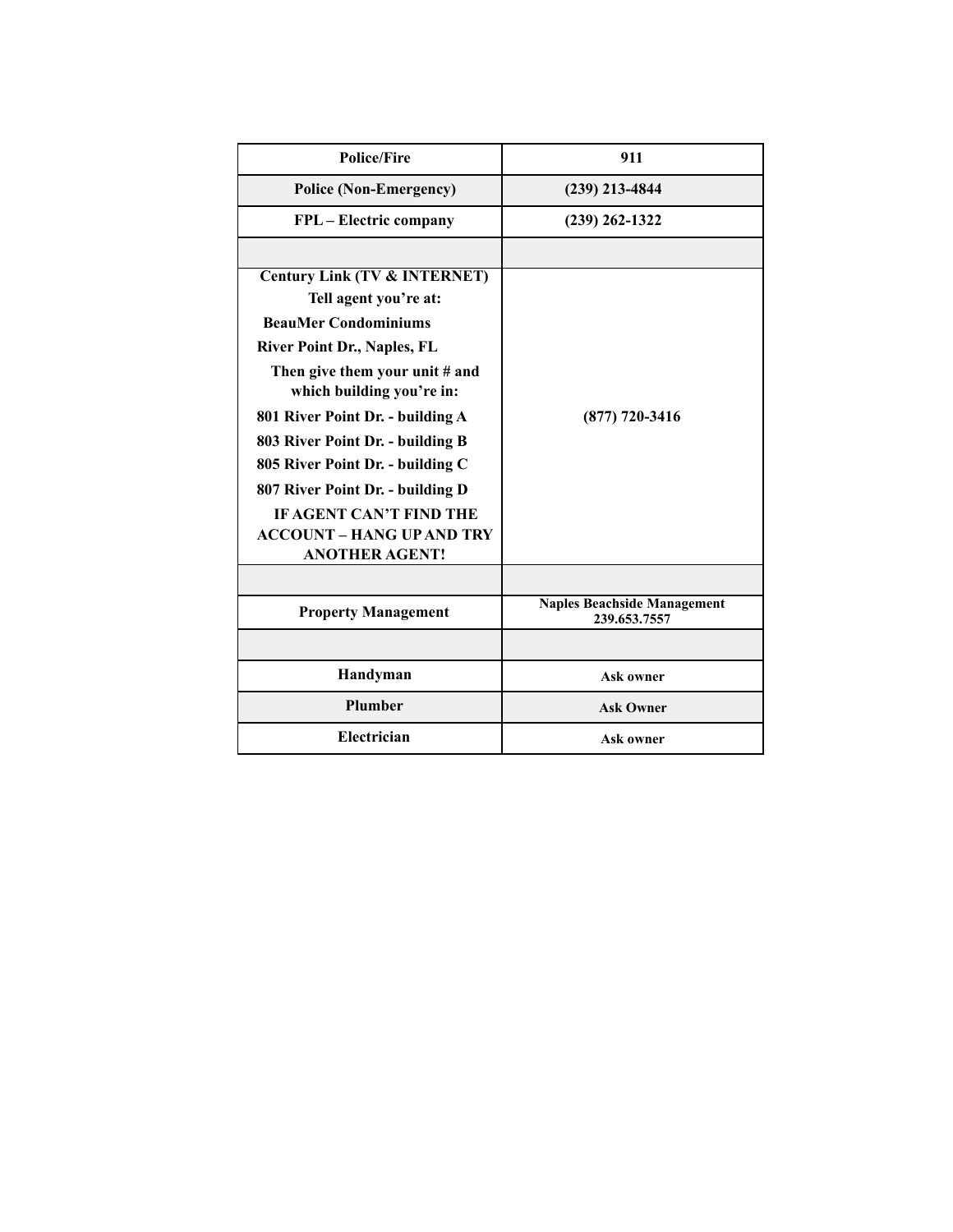| Police/Fire | 911 |
|---|---|
| Police (Non-Emergency) | (239) 213-4844 |
| FPL – Electric company | (239) 262-1322 |
| | |
| Century Link (TV & INTERNET)<br>Tell agent you're at:<br>BeauMer Condominiums<br>River Point Dr., Naples, FL<br>Then give them your unit # and which building you're in:<br>801 River Point Dr. - building A<br>803 River Point Dr. - building B<br>805 River Point Dr. - building C<br>807 River Point Dr. - building D<br>IF AGENT CAN'T FIND THE ACCOUNT – HANG UP AND TRY ANOTHER AGENT! | (877) 720-3416 |
| | |
| Property Management | Naples Beachside Management<br>239.653.7557 |
| | |
| Handyman | Ask owner |
| Plumber | Ask Owner |
| Electrician | Ask owner |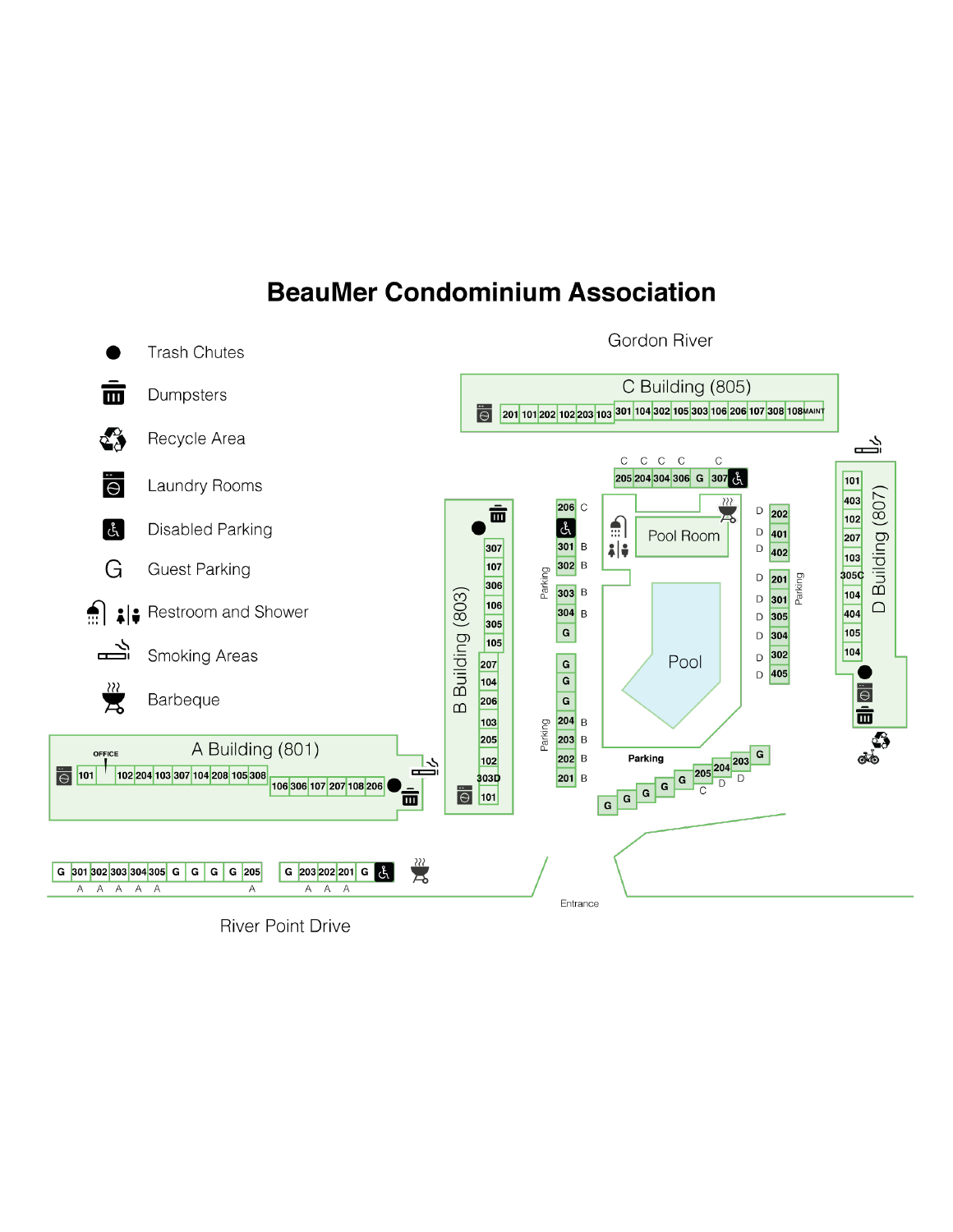# BeauMer Condominium Association

- ● Trash Chutes
- Dumpsters
- Recycle Area
- Laundry Rooms
- Disabled Parking
- G Guest Parking
- Restroom and Shower
- Smoking Areas
- Barbeque

Gordon River

C Building (805)

201 101 202 102 203 103 301 104 302 105 303 106 206 107 308 108 MAINT

C C C C C

205 204 304 306 G 307

B Building (803)

307 107 306 106 305 105 207 104 206 103 205 102 303D 101

206 C, 301 B, 302 B, 303 B, 304 B, G

Parking

G G G 204 B 203 B 202 B 201 B

Parking

Pool Room

Pool

Parking

G G G G G 205 204 203 G

C D D

D 202, D 401, D 402, D 201, D 301, D 305, D 304, D 302, D 405

Parking

D Building (807)

101 403 102 207 103 305C 104 404 105 104

A Building (801)

OFFICE

101 102 204 103 307 104 208 105 308 106 306 107 207 108 206

G 301 302 303 304 305 G G G G 205

A A A A A A

G 203 202 201 G

A A A

Entrance

River Point Drive